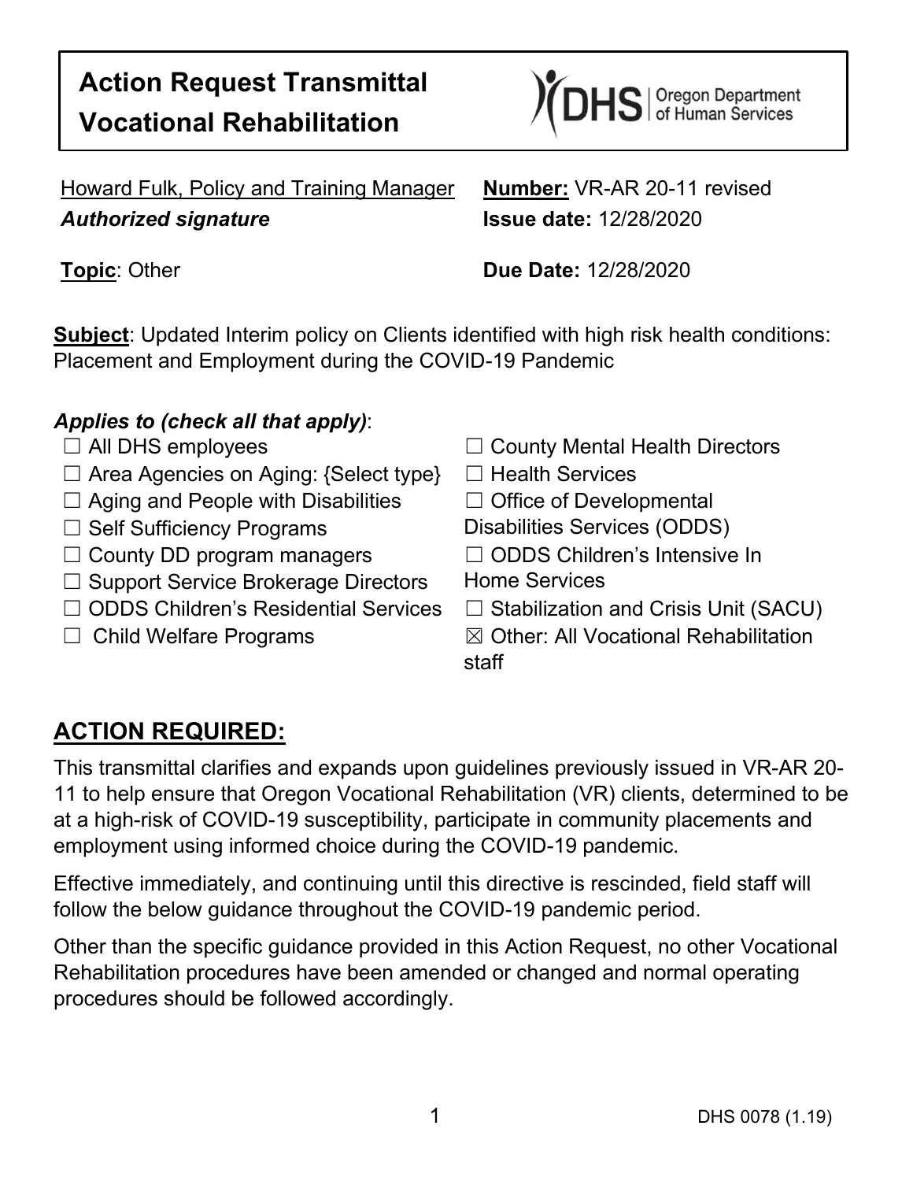# Action Request Transmittal
# Vocational Rehabilitation

DHS | Oregon Department of Human Services

Howard Fulk, Policy and Training Manager
***Authorized signature***

**Number:** VR-AR 20-11 revised
**Issue date:** 12/28/2020

**Topic**: Other

**Due Date:** 12/28/2020

**Subject**: Updated Interim policy on Clients identified with high risk health conditions: Placement and Employment during the COVID-19 Pandemic

***Applies to (check all that apply)***:

- ☐ All DHS employees
- ☐ Area Agencies on Aging: {Select type}
- ☐ Aging and People with Disabilities
- ☐ Self Sufficiency Programs
- ☐ County DD program managers
- ☐ Support Service Brokerage Directors
- ☐ ODDS Children's Residential Services
- ☐ Child Welfare Programs
- ☐ County Mental Health Directors
- ☐ Health Services
- ☐ Office of Developmental Disabilities Services (ODDS)
- ☐ ODDS Children's Intensive In Home Services
- ☐ Stabilization and Crisis Unit (SACU)
- ☒ Other: All Vocational Rehabilitation staff

## ACTION REQUIRED:

This transmittal clarifies and expands upon guidelines previously issued in VR-AR 20-11 to help ensure that Oregon Vocational Rehabilitation (VR) clients, determined to be at a high-risk of COVID-19 susceptibility, participate in community placements and employment using informed choice during the COVID-19 pandemic.

Effective immediately, and continuing until this directive is rescinded, field staff will follow the below guidance throughout the COVID-19 pandemic period.

Other than the specific guidance provided in this Action Request, no other Vocational Rehabilitation procedures have been amended or changed and normal operating procedures should be followed accordingly.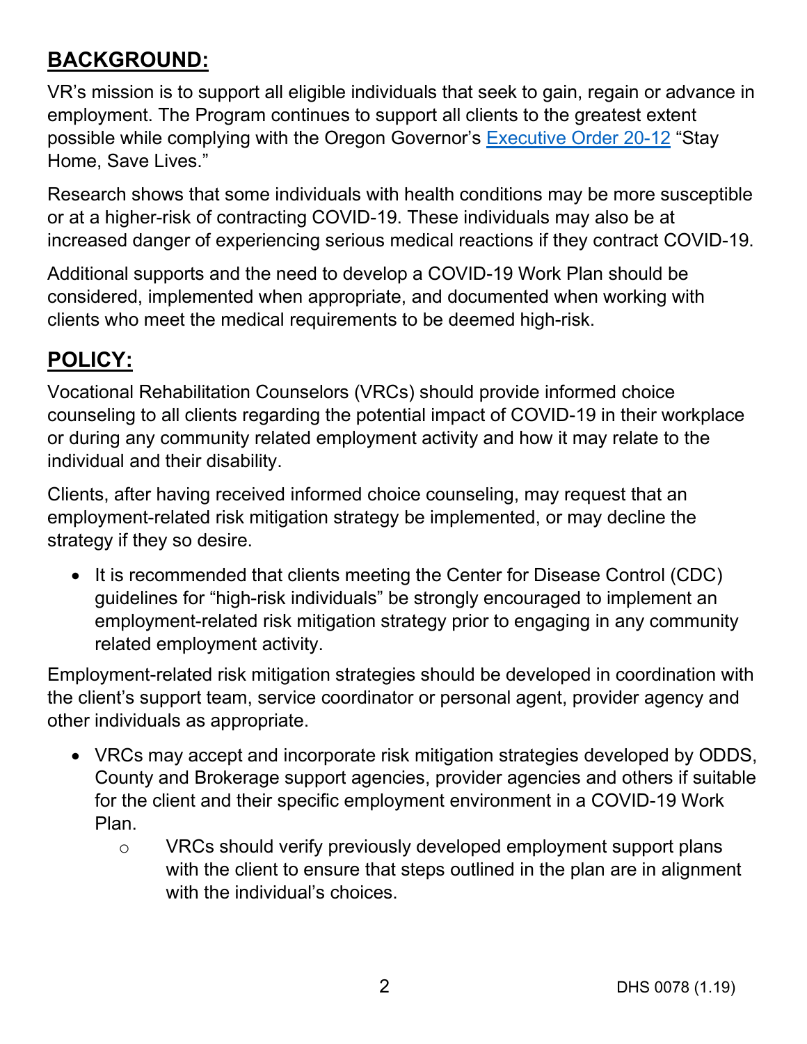## BACKGROUND:

VR's mission is to support all eligible individuals that seek to gain, regain or advance in employment. The Program continues to support all clients to the greatest extent possible while complying with the Oregon Governor's [Executive Order 20-12](#) "Stay Home, Save Lives."

Research shows that some individuals with health conditions may be more susceptible or at a higher-risk of contracting COVID-19. These individuals may also be at increased danger of experiencing serious medical reactions if they contract COVID-19.

Additional supports and the need to develop a COVID-19 Work Plan should be considered, implemented when appropriate, and documented when working with clients who meet the medical requirements to be deemed high-risk.

## POLICY:

Vocational Rehabilitation Counselors (VRCs) should provide informed choice counseling to all clients regarding the potential impact of COVID-19 in their workplace or during any community related employment activity and how it may relate to the individual and their disability.

Clients, after having received informed choice counseling, may request that an employment-related risk mitigation strategy be implemented, or may decline the strategy if they so desire.

- It is recommended that clients meeting the Center for Disease Control (CDC) guidelines for "high-risk individuals" be strongly encouraged to implement an employment-related risk mitigation strategy prior to engaging in any community related employment activity.

Employment-related risk mitigation strategies should be developed in coordination with the client's support team, service coordinator or personal agent, provider agency and other individuals as appropriate.

- VRCs may accept and incorporate risk mitigation strategies developed by ODDS, County and Brokerage support agencies, provider agencies and others if suitable for the client and their specific employment environment in a COVID-19 Work Plan.
  - VRCs should verify previously developed employment support plans with the client to ensure that steps outlined in the plan are in alignment with the individual's choices.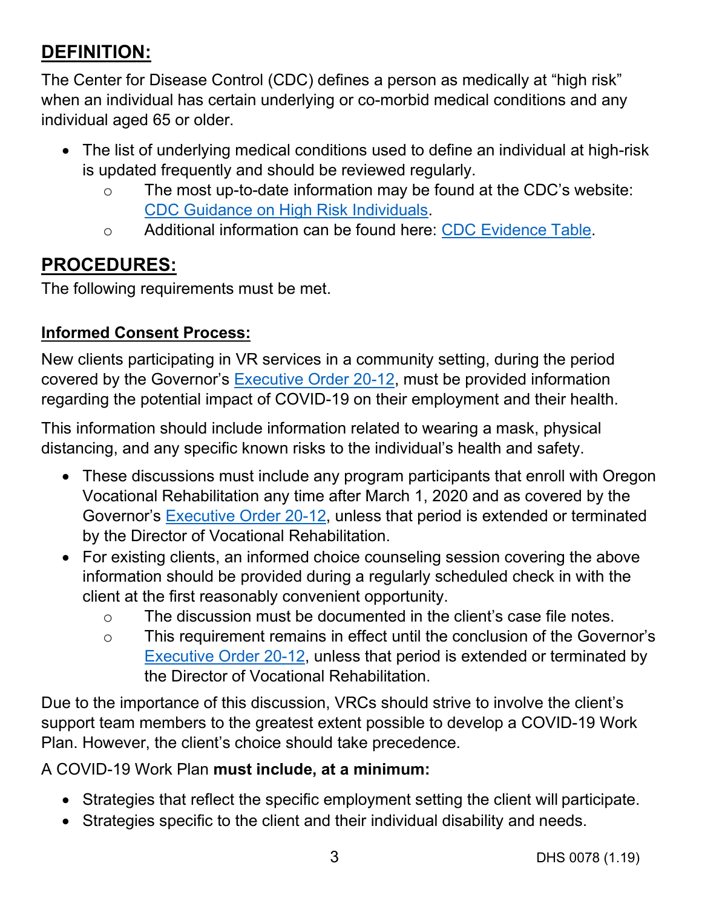## DEFINITION:

The Center for Disease Control (CDC) defines a person as medically at "high risk" when an individual has certain underlying or co-morbid medical conditions and any individual aged 65 or older.

- The list of underlying medical conditions used to define an individual at high-risk is updated frequently and should be reviewed regularly.
    - The most up-to-date information may be found at the CDC's website: CDC Guidance on High Risk Individuals.
    - Additional information can be found here: CDC Evidence Table.

## PROCEDURES:

The following requirements must be met.

### Informed Consent Process:

New clients participating in VR services in a community setting, during the period covered by the Governor's Executive Order 20-12, must be provided information regarding the potential impact of COVID-19 on their employment and their health.

This information should include information related to wearing a mask, physical distancing, and any specific known risks to the individual's health and safety.

- These discussions must include any program participants that enroll with Oregon Vocational Rehabilitation any time after March 1, 2020 and as covered by the Governor's Executive Order 20-12, unless that period is extended or terminated by the Director of Vocational Rehabilitation.
- For existing clients, an informed choice counseling session covering the above information should be provided during a regularly scheduled check in with the client at the first reasonably convenient opportunity.
    - The discussion must be documented in the client's case file notes.
    - This requirement remains in effect until the conclusion of the Governor's Executive Order 20-12, unless that period is extended or terminated by the Director of Vocational Rehabilitation.

Due to the importance of this discussion, VRCs should strive to involve the client's support team members to the greatest extent possible to develop a COVID-19 Work Plan. However, the client's choice should take precedence.

A COVID-19 Work Plan **must include, at a minimum:**

- Strategies that reflect the specific employment setting the client will participate.
- Strategies specific to the client and their individual disability and needs.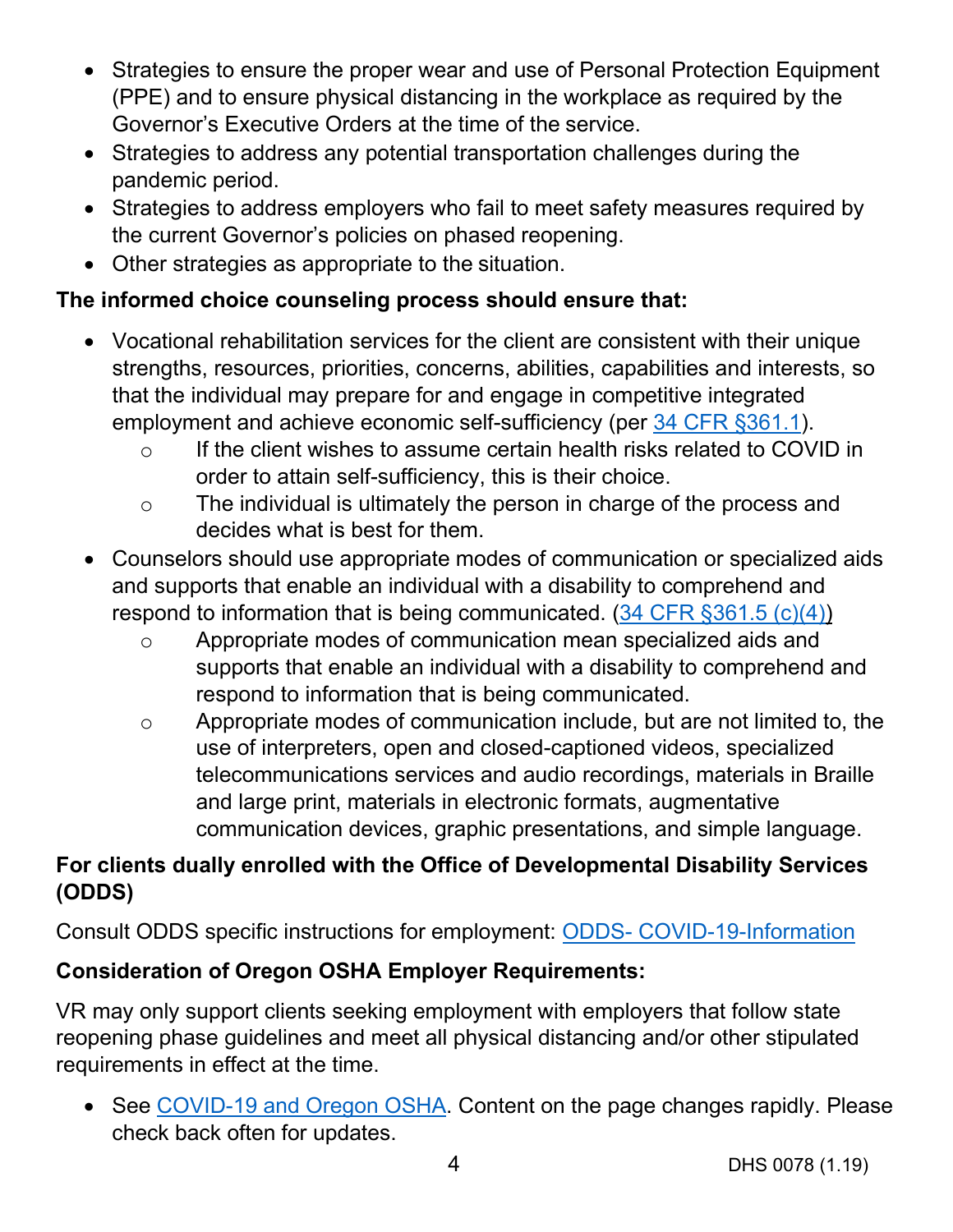- Strategies to ensure the proper wear and use of Personal Protection Equipment (PPE) and to ensure physical distancing in the workplace as required by the Governor's Executive Orders at the time of the service.
- Strategies to address any potential transportation challenges during the pandemic period.
- Strategies to address employers who fail to meet safety measures required by the current Governor's policies on phased reopening.
- Other strategies as appropriate to the situation.

**The informed choice counseling process should ensure that:**

- Vocational rehabilitation services for the client are consistent with their unique strengths, resources, priorities, concerns, abilities, capabilities and interests, so that the individual may prepare for and engage in competitive integrated employment and achieve economic self-sufficiency (per [34 CFR §361.1]()).
  - If the client wishes to assume certain health risks related to COVID in order to attain self-sufficiency, this is their choice.
  - The individual is ultimately the person in charge of the process and decides what is best for them.
- Counselors should use appropriate modes of communication or specialized aids and supports that enable an individual with a disability to comprehend and respond to information that is being communicated. ([34 CFR §361.5 (c)(4)]())
  - Appropriate modes of communication mean specialized aids and supports that enable an individual with a disability to comprehend and respond to information that is being communicated.
  - Appropriate modes of communication include, but are not limited to, the use of interpreters, open and closed-captioned videos, specialized telecommunications services and audio recordings, materials in Braille and large print, materials in electronic formats, augmentative communication devices, graphic presentations, and simple language.

**For clients dually enrolled with the Office of Developmental Disability Services (ODDS)**

Consult ODDS specific instructions for employment: [ODDS- COVID-19-Information]()

**Consideration of Oregon OSHA Employer Requirements:**

VR may only support clients seeking employment with employers that follow state reopening phase guidelines and meet all physical distancing and/or other stipulated requirements in effect at the time.

- See [COVID-19 and Oregon OSHA](). Content on the page changes rapidly. Please check back often for updates.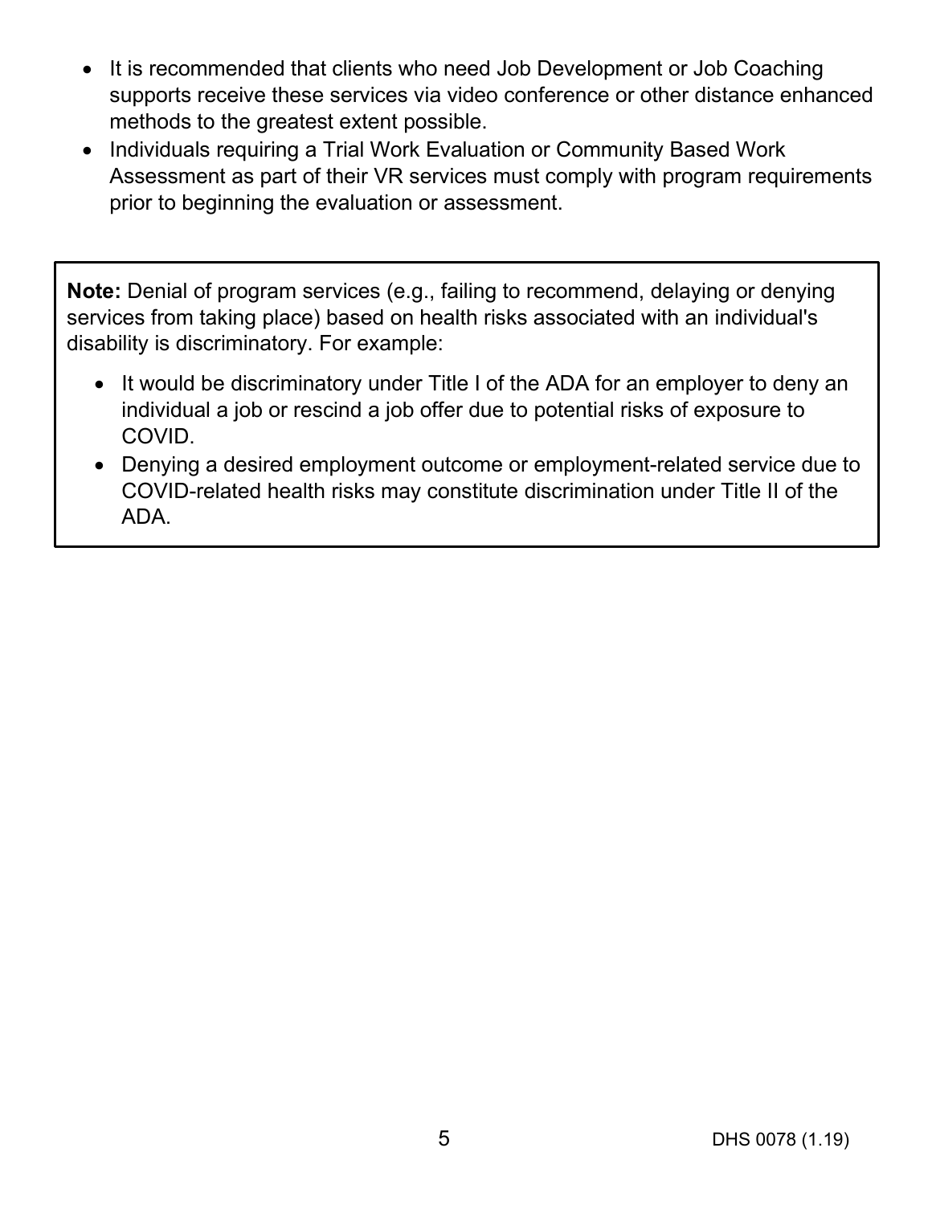- It is recommended that clients who need Job Development or Job Coaching supports receive these services via video conference or other distance enhanced methods to the greatest extent possible.
- Individuals requiring a Trial Work Evaluation or Community Based Work Assessment as part of their VR services must comply with program requirements prior to beginning the evaluation or assessment.

> **Note:** Denial of program services (e.g., failing to recommend, delaying or denying services from taking place) based on health risks associated with an individual's disability is discriminatory. For example:
>
> - It would be discriminatory under Title I of the ADA for an employer to deny an individual a job or rescind a job offer due to potential risks of exposure to COVID.
> - Denying a desired employment outcome or employment-related service due to COVID-related health risks may constitute discrimination under Title II of the ADA.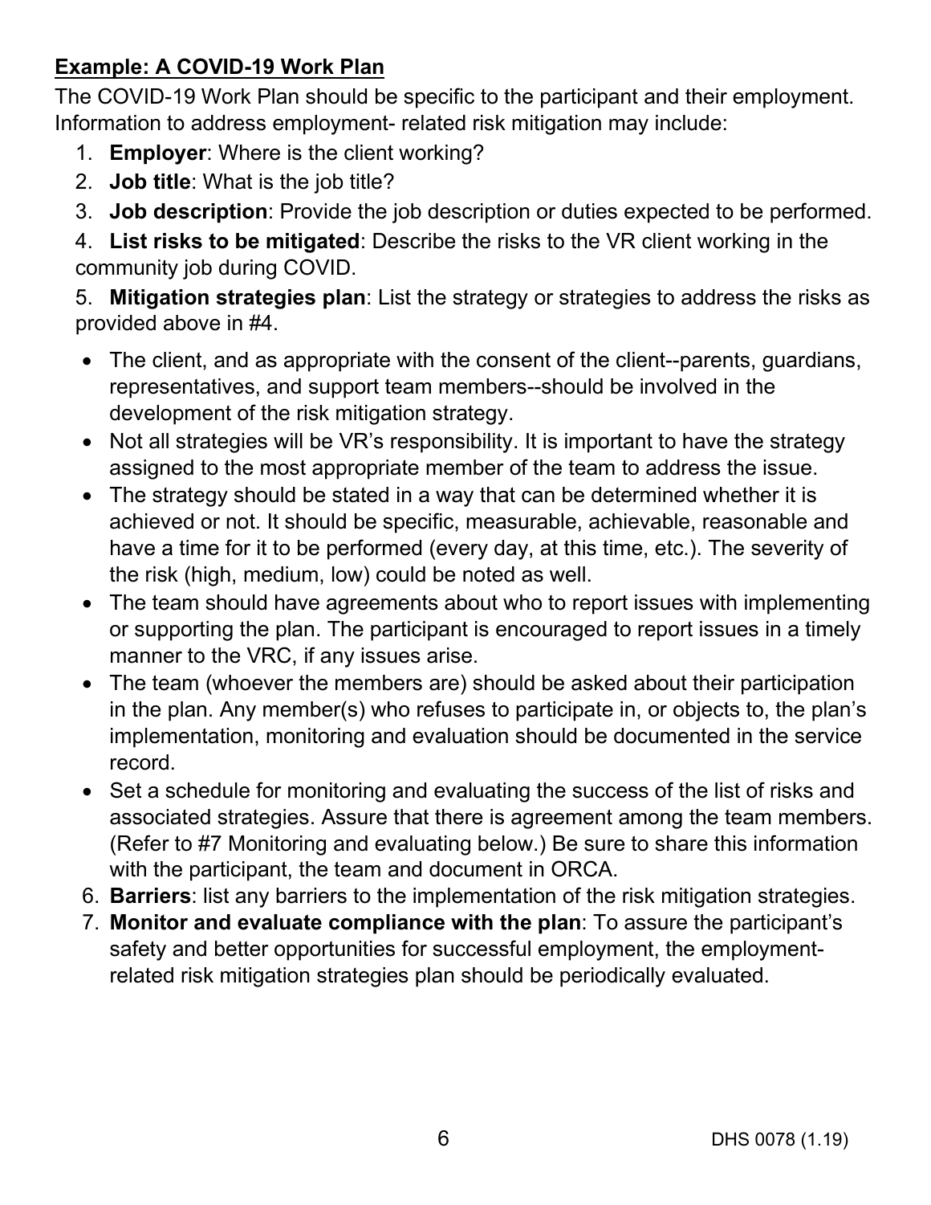**Example: A COVID-19 Work Plan**

The COVID-19 Work Plan should be specific to the participant and their employment. Information to address employment- related risk mitigation may include:

1. **Employer**: Where is the client working?
2. **Job title**: What is the job title?
3. **Job description**: Provide the job description or duties expected to be performed.
4. **List risks to be mitigated**: Describe the risks to the VR client working in the community job during COVID.
5. **Mitigation strategies plan**: List the strategy or strategies to address the risks as provided above in #4.
   - The client, and as appropriate with the consent of the client--parents, guardians, representatives, and support team members--should be involved in the development of the risk mitigation strategy.
   - Not all strategies will be VR's responsibility. It is important to have the strategy assigned to the most appropriate member of the team to address the issue.
   - The strategy should be stated in a way that can be determined whether it is achieved or not. It should be specific, measurable, achievable, reasonable and have a time for it to be performed (every day, at this time, etc.). The severity of the risk (high, medium, low) could be noted as well.
   - The team should have agreements about who to report issues with implementing or supporting the plan. The participant is encouraged to report issues in a timely manner to the VRC, if any issues arise.
   - The team (whoever the members are) should be asked about their participation in the plan. Any member(s) who refuses to participate in, or objects to, the plan's implementation, monitoring and evaluation should be documented in the service record.
   - Set a schedule for monitoring and evaluating the success of the list of risks and associated strategies. Assure that there is agreement among the team members. (Refer to #7 Monitoring and evaluating below.) Be sure to share this information with the participant, the team and document in ORCA.
6. **Barriers**: list any barriers to the implementation of the risk mitigation strategies.
7. **Monitor and evaluate compliance with the plan**: To assure the participant's safety and better opportunities for successful employment, the employment-related risk mitigation strategies plan should be periodically evaluated.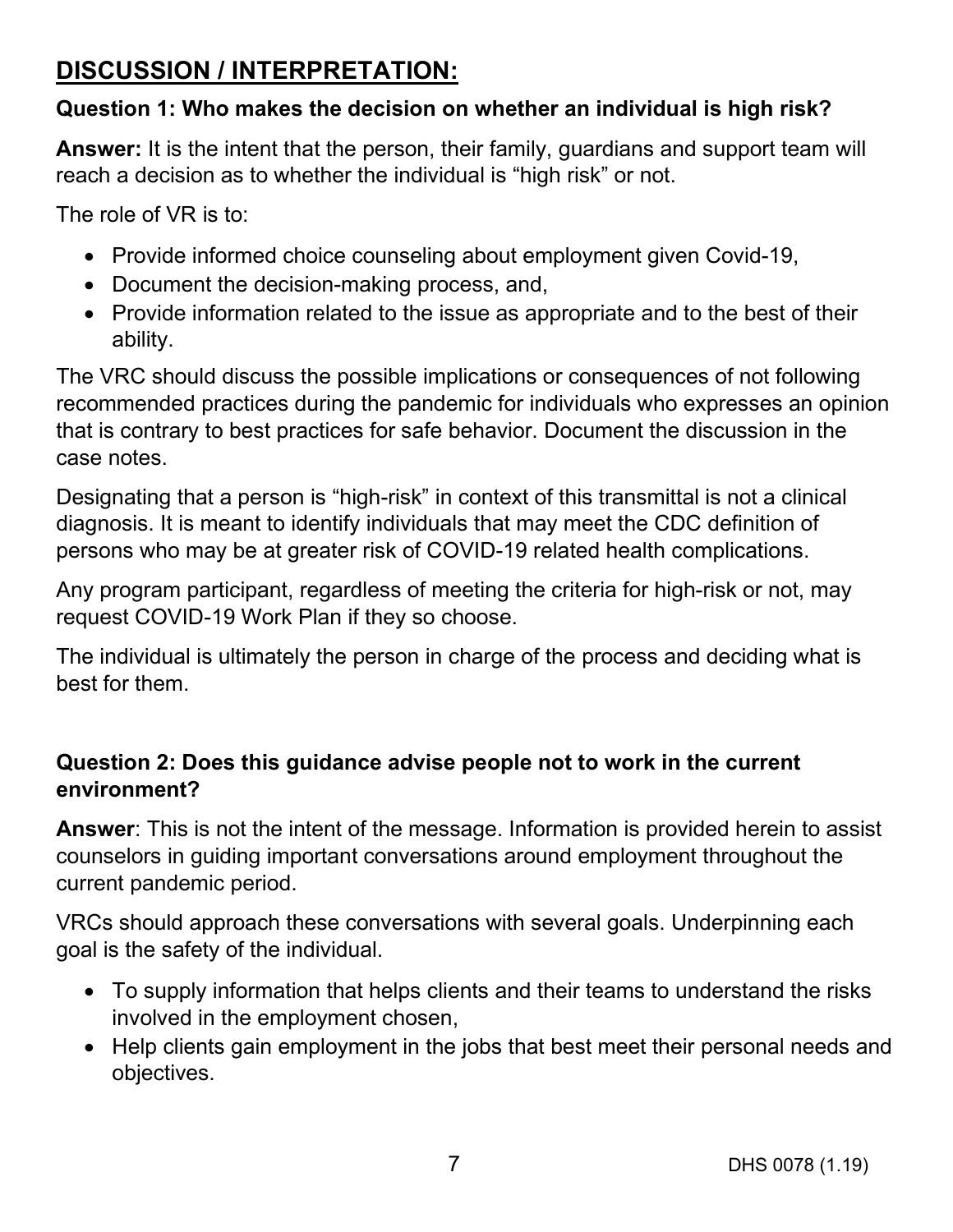## DISCUSSION / INTERPRETATION:

**Question 1: Who makes the decision on whether an individual is high risk?**

**Answer:** It is the intent that the person, their family, guardians and support team will reach a decision as to whether the individual is "high risk" or not.

The role of VR is to:

- Provide informed choice counseling about employment given Covid-19,
- Document the decision-making process, and,
- Provide information related to the issue as appropriate and to the best of their ability.

The VRC should discuss the possible implications or consequences of not following recommended practices during the pandemic for individuals who expresses an opinion that is contrary to best practices for safe behavior. Document the discussion in the case notes.

Designating that a person is "high-risk" in context of this transmittal is not a clinical diagnosis. It is meant to identify individuals that may meet the CDC definition of persons who may be at greater risk of COVID-19 related health complications.

Any program participant, regardless of meeting the criteria for high-risk or not, may request COVID-19 Work Plan if they so choose.

The individual is ultimately the person in charge of the process and deciding what is best for them.

**Question 2: Does this guidance advise people not to work in the current environment?**

**Answer**: This is not the intent of the message. Information is provided herein to assist counselors in guiding important conversations around employment throughout the current pandemic period.

VRCs should approach these conversations with several goals. Underpinning each goal is the safety of the individual.

- To supply information that helps clients and their teams to understand the risks involved in the employment chosen,
- Help clients gain employment in the jobs that best meet their personal needs and objectives.

DHS 0078 (1.19)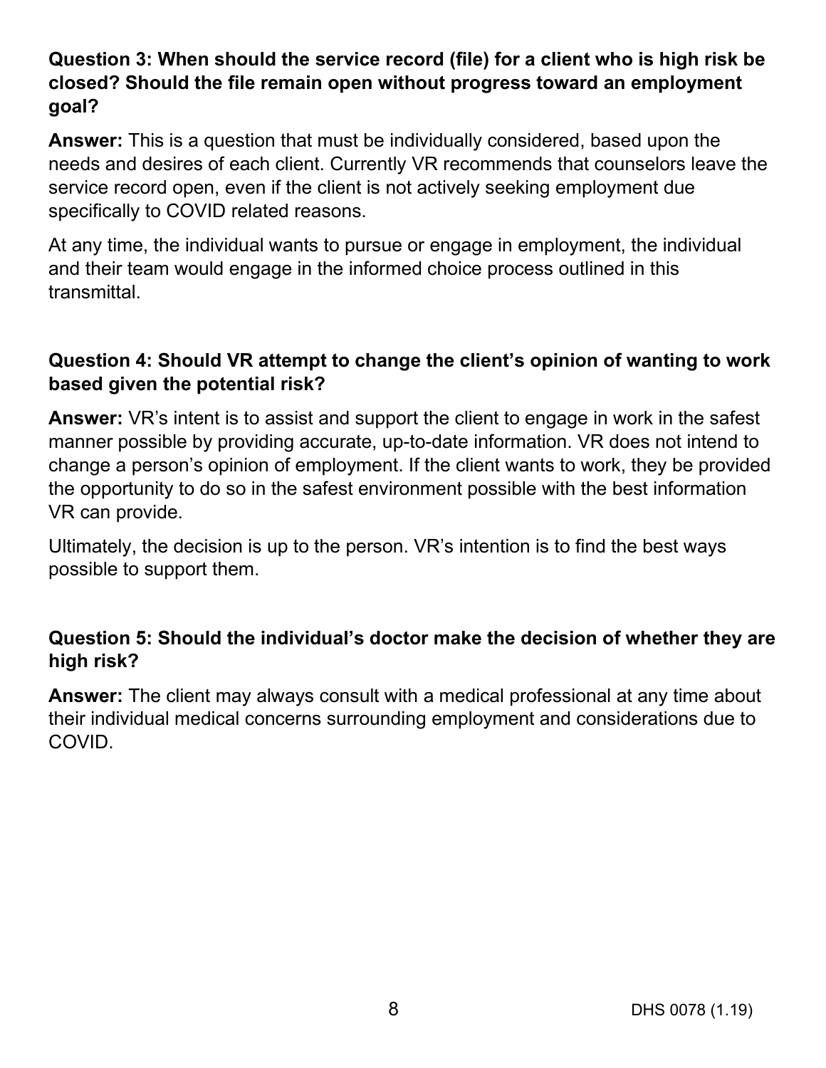**Question 3: When should the service record (file) for a client who is high risk be closed? Should the file remain open without progress toward an employment goal?**

**Answer:** This is a question that must be individually considered, based upon the needs and desires of each client. Currently VR recommends that counselors leave the service record open, even if the client is not actively seeking employment due specifically to COVID related reasons.

At any time, the individual wants to pursue or engage in employment, the individual and their team would engage in the informed choice process outlined in this transmittal.

**Question 4: Should VR attempt to change the client's opinion of wanting to work based given the potential risk?**

**Answer:** VR's intent is to assist and support the client to engage in work in the safest manner possible by providing accurate, up-to-date information. VR does not intend to change a person's opinion of employment. If the client wants to work, they be provided the opportunity to do so in the safest environment possible with the best information VR can provide.

Ultimately, the decision is up to the person. VR's intention is to find the best ways possible to support them.

**Question 5: Should the individual's doctor make the decision of whether they are high risk?**

**Answer:** The client may always consult with a medical professional at any time about their individual medical concerns surrounding employment and considerations due to COVID.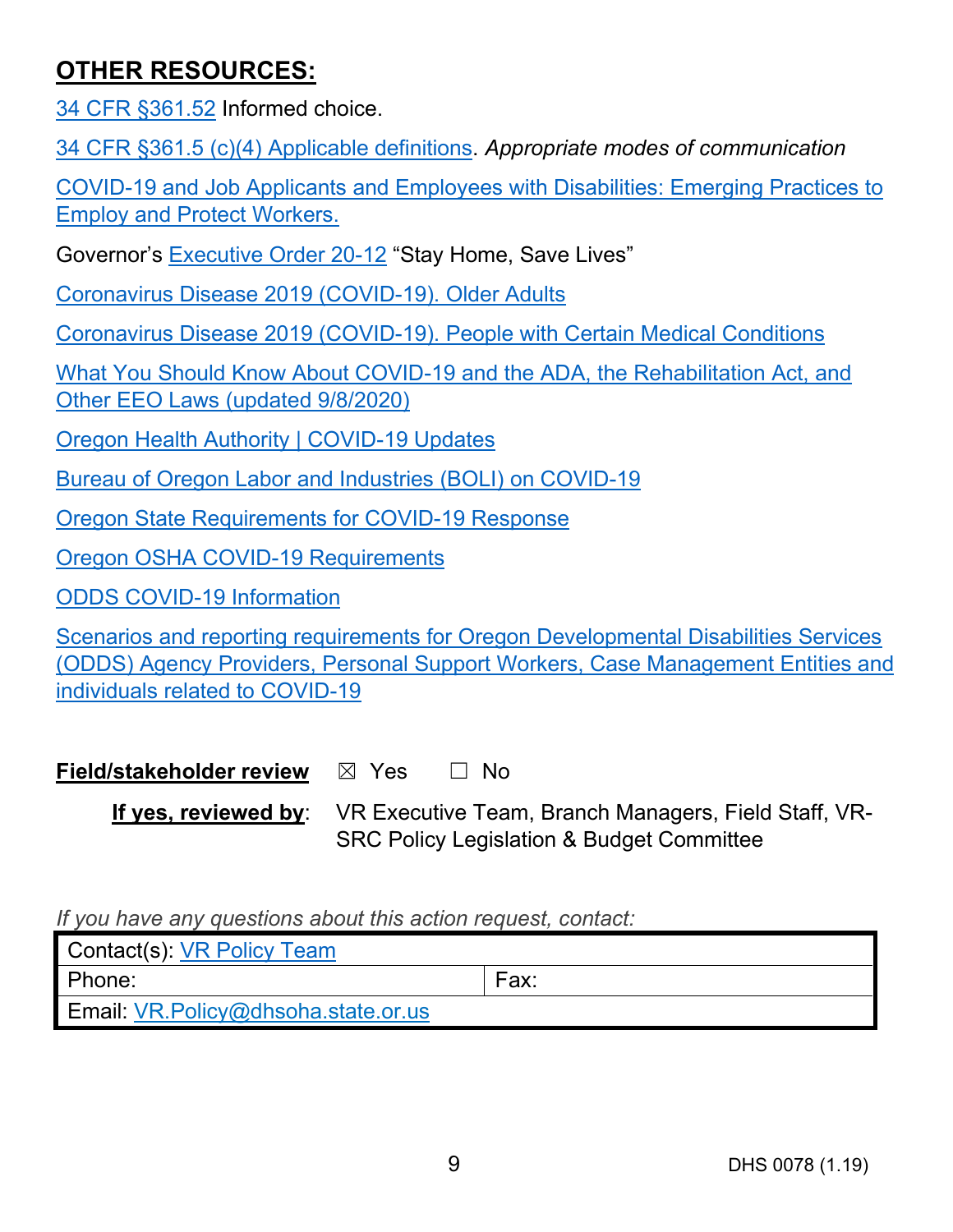## OTHER RESOURCES:

34 CFR §361.52 Informed choice.

34 CFR §361.5 (c)(4) Applicable definitions. *Appropriate modes of communication*

COVID-19 and Job Applicants and Employees with Disabilities: Emerging Practices to Employ and Protect Workers.

Governor's Executive Order 20-12 "Stay Home, Save Lives"

Coronavirus Disease 2019 (COVID-19). Older Adults

Coronavirus Disease 2019 (COVID-19). People with Certain Medical Conditions

What You Should Know About COVID-19 and the ADA, the Rehabilitation Act, and Other EEO Laws (updated 9/8/2020)

Oregon Health Authority | COVID-19 Updates

Bureau of Oregon Labor and Industries (BOLI) on COVID-19

Oregon State Requirements for COVID-19 Response

Oregon OSHA COVID-19 Requirements

ODDS COVID-19 Information

Scenarios and reporting requirements for Oregon Developmental Disabilities Services (ODDS) Agency Providers, Personal Support Workers, Case Management Entities and individuals related to COVID-19

**Field/stakeholder review** ☒ Yes ☐ No

**If yes, reviewed by**: VR Executive Team, Branch Managers, Field Staff, VR-SRC Policy Legislation & Budget Committee

*If you have any questions about this action request, contact:*

| | |
|---|---|
| Contact(s): VR Policy Team | |
| Phone: | Fax: |
| Email: VR.Policy@dhsoha.state.or.us | |

DHS 0078 (1.19)